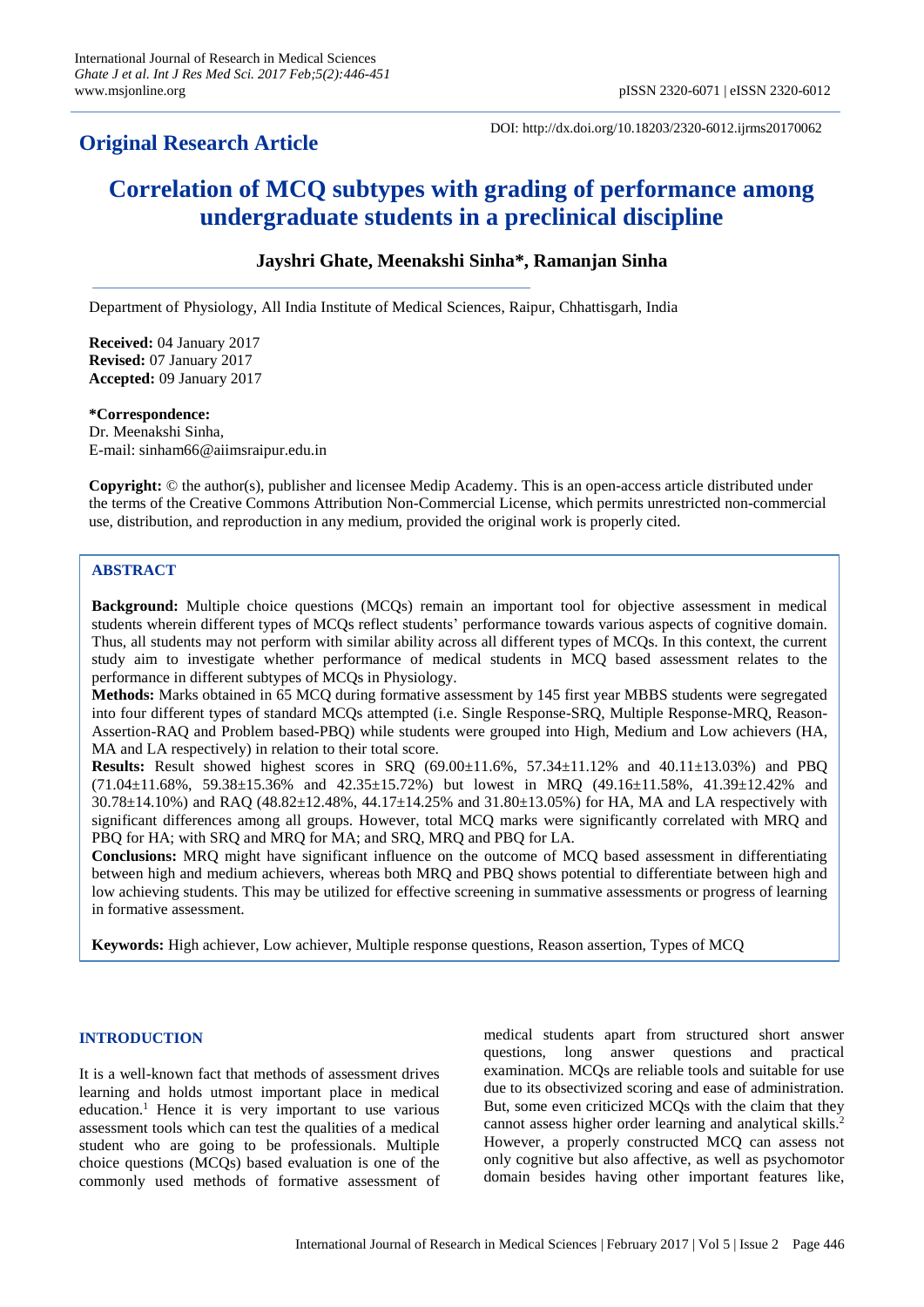## Original Research Article

DOI: http://dx.doi.org/10.18203/2320-6012.ijrms20170062

# Correlation of MCQ subtypes with grading of performance among undergraduate students in a preclinical discipline

**Jayshri Ghate, Meenakshi Sinha\*, Ramanjan Sinha**

Department of Physiology, All India Institute of Medical Sciences, Raipur, Chhattisgarh, India

**Received:** 04 January 2017
**Revised:** 07 January 2017
**Accepted:** 09 January 2017

**\*Correspondence:**
Dr. Meenakshi Sinha,
E-mail: sinham66@aiimsraipur.edu.in

**Copyright:** © the author(s), publisher and licensee Medip Academy. This is an open-access article distributed under the terms of the Creative Commons Attribution Non-Commercial License, which permits unrestricted non-commercial use, distribution, and reproduction in any medium, provided the original work is properly cited.

## ABSTRACT

**Background:** Multiple choice questions (MCQs) remain an important tool for objective assessment in medical students wherein different types of MCQs reflect students' performance towards various aspects of cognitive domain. Thus, all students may not perform with similar ability across all different types of MCQs. In this context, the current study aim to investigate whether performance of medical students in MCQ based assessment relates to the performance in different subtypes of MCQs in Physiology.

**Methods:** Marks obtained in 65 MCQ during formative assessment by 145 first year MBBS students were segregated into four different types of standard MCQs attempted (i.e. Single Response-SRQ, Multiple Response-MRQ, Reason-Assertion-RAQ and Problem based-PBQ) while students were grouped into High, Medium and Low achievers (HA, MA and LA respectively) in relation to their total score.

**Results:** Result showed highest scores in SRQ (69.00±11.6%, 57.34±11.12% and 40.11±13.03%) and PBQ (71.04±11.68%, 59.38±15.36% and 42.35±15.72%) but lowest in MRQ (49.16±11.58%, 41.39±12.42% and 30.78±14.10%) and RAQ (48.82±12.48%, 44.17±14.25% and 31.80±13.05%) for HA, MA and LA respectively with significant differences among all groups. However, total MCQ marks were significantly correlated with MRQ and PBQ for HA; with SRQ and MRQ for MA; and SRQ, MRQ and PBQ for LA.

**Conclusions:** MRQ might have significant influence on the outcome of MCQ based assessment in differentiating between high and medium achievers, whereas both MRQ and PBQ shows potential to differentiate between high and low achieving students. This may be utilized for effective screening in summative assessments or progress of learning in formative assessment.

**Keywords:** High achiever, Low achiever, Multiple response questions, Reason assertion, Types of MCQ

## INTRODUCTION

It is a well-known fact that methods of assessment drives learning and holds utmost important place in medical education.[1] Hence it is very important to use various assessment tools which can test the qualities of a medical student who are going to be professionals. Multiple choice questions (MCQs) based evaluation is one of the commonly used methods of formative assessment of medical students apart from structured short answer questions, long answer questions and practical examination. MCQs are reliable tools and suitable for use due to its obsectivized scoring and ease of administration. But, some even criticized MCQs with the claim that they cannot assess higher order learning and analytical skills.[2] However, a properly constructed MCQ can assess not only cognitive but also affective, as well as psychomotor domain besides having other important features like,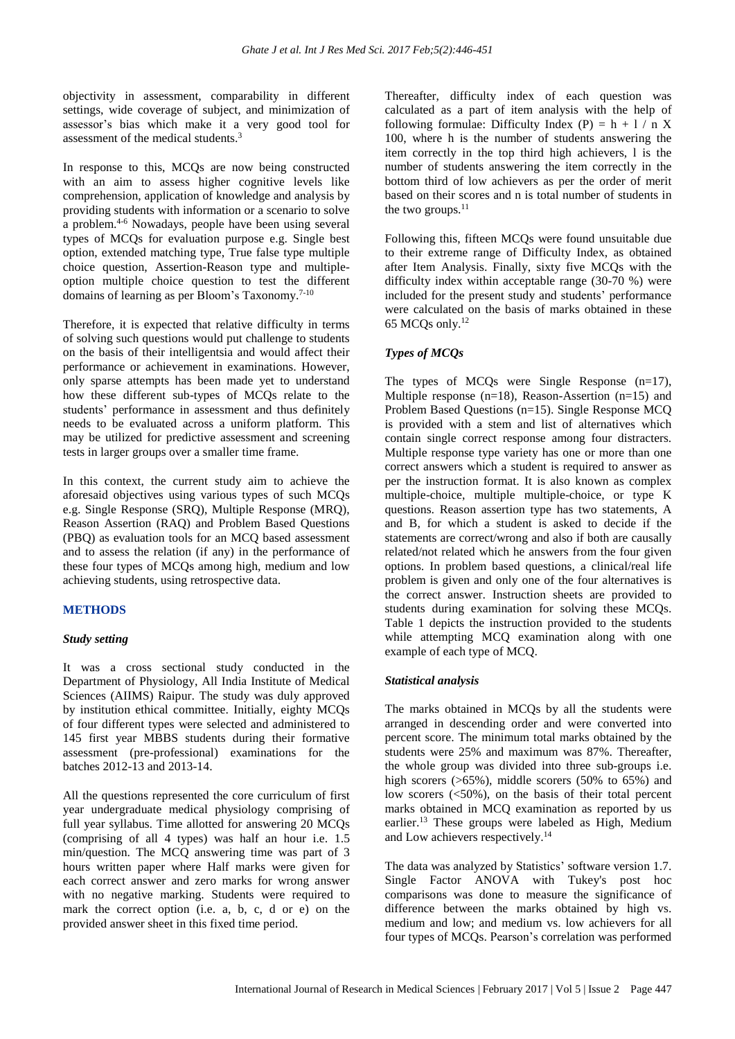objectivity in assessment, comparability in different settings, wide coverage of subject, and minimization of assessor's bias which make it a very good tool for assessment of the medical students.[3]

In response to this, MCQs are now being constructed with an aim to assess higher cognitive levels like comprehension, application of knowledge and analysis by providing students with information or a scenario to solve a problem.[4-6] Nowadays, people have been using several types of MCQs for evaluation purpose e.g. Single best option, extended matching type, True false type multiple choice question, Assertion-Reason type and multiple-option multiple choice question to test the different domains of learning as per Bloom's Taxonomy.[7-10]

Therefore, it is expected that relative difficulty in terms of solving such questions would put challenge to students on the basis of their intelligentsia and would affect their performance or achievement in examinations. However, only sparse attempts has been made yet to understand how these different sub-types of MCQs relate to the students' performance in assessment and thus definitely needs to be evaluated across a uniform platform. This may be utilized for predictive assessment and screening tests in larger groups over a smaller time frame.

In this context, the current study aim to achieve the aforesaid objectives using various types of such MCQs e.g. Single Response (SRQ), Multiple Response (MRQ), Reason Assertion (RAQ) and Problem Based Questions (PBQ) as evaluation tools for an MCQ based assessment and to assess the relation (if any) in the performance of these four types of MCQs among high, medium and low achieving students, using retrospective data.

## METHODS

### *Study setting*

It was a cross sectional study conducted in the Department of Physiology, All India Institute of Medical Sciences (AIIMS) Raipur. The study was duly approved by institution ethical committee. Initially, eighty MCQs of four different types were selected and administered to 145 first year MBBS students during their formative assessment (pre-professional) examinations for the batches 2012-13 and 2013-14.

All the questions represented the core curriculum of first year undergraduate medical physiology comprising of full year syllabus. Time allotted for answering 20 MCQs (comprising of all 4 types) was half an hour i.e. 1.5 min/question. The MCQ answering time was part of 3 hours written paper where Half marks were given for each correct answer and zero marks for wrong answer with no negative marking. Students were required to mark the correct option (i.e. a, b, c, d or e) on the provided answer sheet in this fixed time period.

Thereafter, difficulty index of each question was calculated as a part of item analysis with the help of following formulae: Difficulty Index (P) = h + l / n X 100, where h is the number of students answering the item correctly in the top third high achievers, l is the number of students answering the item correctly in the bottom third of low achievers as per the order of merit based on their scores and n is total number of students in the two groups.[11]

Following this, fifteen MCQs were found unsuitable due to their extreme range of Difficulty Index, as obtained after Item Analysis. Finally, sixty five MCQs with the difficulty index within acceptable range (30-70 %) were included for the present study and students' performance were calculated on the basis of marks obtained in these 65 MCQs only.[12]

### *Types of MCQs*

The types of MCQs were Single Response (n=17), Multiple response (n=18), Reason-Assertion (n=15) and Problem Based Questions (n=15). Single Response MCQ is provided with a stem and list of alternatives which contain single correct response among four distracters. Multiple response type variety has one or more than one correct answers which a student is required to answer as per the instruction format. It is also known as complex multiple-choice, multiple multiple-choice, or type K questions. Reason assertion type has two statements, A and B, for which a student is asked to decide if the statements are correct/wrong and also if both are causally related/not related which he answers from the four given options. In problem based questions, a clinical/real life problem is given and only one of the four alternatives is the correct answer. Instruction sheets are provided to students during examination for solving these MCQs. Table 1 depicts the instruction provided to the students while attempting MCQ examination along with one example of each type of MCQ.

### *Statistical analysis*

The marks obtained in MCQs by all the students were arranged in descending order and were converted into percent score. The minimum total marks obtained by the students were 25% and maximum was 87%. Thereafter, the whole group was divided into three sub-groups i.e. high scorers (>65%), middle scorers (50% to 65%) and low scorers (<50%), on the basis of their total percent marks obtained in MCQ examination as reported by us earlier.[13] These groups were labeled as High, Medium and Low achievers respectively.[14]

The data was analyzed by Statistics' software version 1.7. Single Factor ANOVA with Tukey's post hoc comparisons was done to measure the significance of difference between the marks obtained by high vs. medium and low; and medium vs. low achievers for all four types of MCQs. Pearson's correlation was performed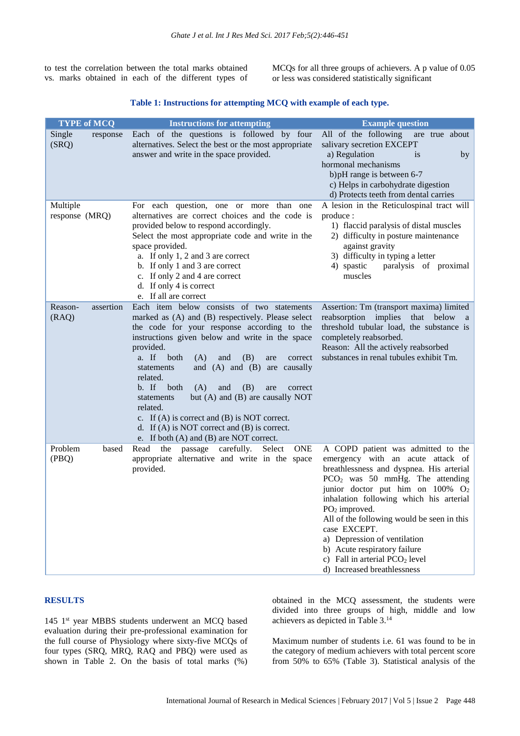to test the correlation between the total marks obtained vs. marks obtained in each of the different types of MCQs for all three groups of achievers. A p value of 0.05 or less was considered statistically significant

**Table 1: Instructions for attempting MCQ with example of each type.**

| TYPE of MCQ | Instructions for attempting | Example question |
|---|---|---|
| Single response (SRQ) | Each of the questions is followed by four alternatives. Select the best or the most appropriate answer and write in the space provided. | All of the following are true about salivary secretion EXCEPT<br>a) Regulation is by hormonal mechanisms<br>b)pH range is between 6-7<br>c) Helps in carbohydrate digestion<br>d) Protects teeth from dental carries |
| Multiple response (MRQ) | For each question, one or more than one alternatives are correct choices and the code is provided below to respond accordingly.<br>Select the most appropriate code and write in the space provided.<br>a. If only 1, 2 and 3 are correct<br>b. If only 1 and 3 are correct<br>c. If only 2 and 4 are correct<br>d. If only 4 is correct<br>e. If all are correct | A lesion in the Reticulospinal tract will produce :<br>1) flaccid paralysis of distal muscles<br>2) difficulty in posture maintenance against gravity<br>3) difficulty in typing a letter<br>4) spastic paralysis of proximal muscles |
| Reason-assertion (RAQ) | Each item below consists of two statements marked as (A) and (B) respectively. Please select the code for your response according to the instructions given below and write in the space provided.<br>a. If both (A) and (B) are correct statements and (A) and (B) are causally related.<br>b. If both (A) and (B) are correct statements but (A) and (B) are causally NOT related.<br>c. If (A) is correct and (B) is NOT correct.<br>d. If (A) is NOT correct and (B) is correct.<br>e. If both (A) and (B) are NOT correct. | Assertion: Tm (transport maxima) limited reabsorption implies that below a threshold tubular load, the substance is completely reabsorbed.<br>Reason: All the actively reabsorbed substances in renal tubules exhibit Tm. |
| Problem based (PBQ) | Read the passage carefully. Select ONE appropriate alternative and write in the space provided. | A COPD patient was admitted to the emergency with an acute attack of breathlessness and dyspnea. His arterial $PCO_2$ was 50 mmHg. The attending junior doctor put him on 100% $O_2$ inhalation following which his arterial $PO_2$ improved.<br>All of the following would be seen in this case EXCEPT.<br>a) Depression of ventilation<br>b) Acute respiratory failure<br>c) Fall in arterial $PCO_2$ level<br>d) Increased breathlessness |

## RESULTS

145 1[st] year MBBS students underwent an MCQ based evaluation during their pre-professional examination for the full course of Physiology where sixty-five MCQs of four types (SRQ, MRQ, RAQ and PBQ) were used as shown in Table 2. On the basis of total marks (%) obtained in the MCQ assessment, the students were divided into three groups of high, middle and low achievers as depicted in Table 3.[14]

Maximum number of students i.e. 61 was found to be in the category of medium achievers with total percent score from 50% to 65% (Table 3). Statistical analysis of the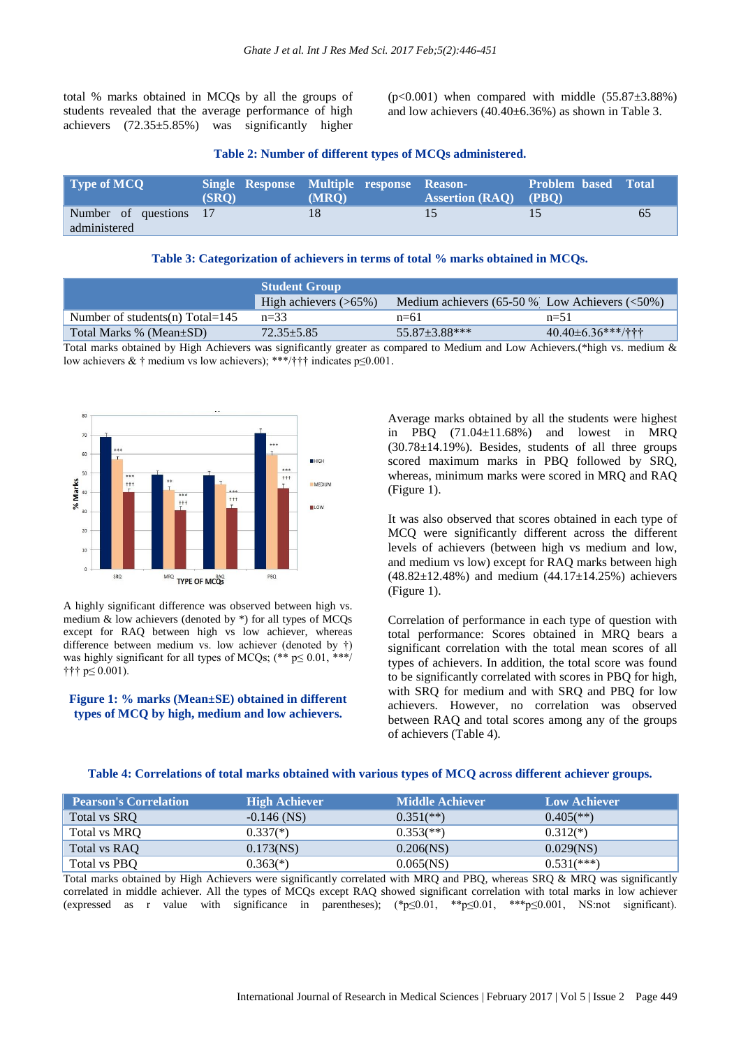total % marks obtained in MCQs by all the groups of students revealed that the average performance of high achievers (72.35±5.85%) was significantly higher ($p<0.001$) when compared with middle (55.87±3.88%) and low achievers (40.40±6.36%) as shown in Table 3.

**Table 2: Number of different types of MCQs administered.**

| Type of MCQ | Single Response (SRQ) | Multiple response (MRQ) | Reason-Assertion (RAQ) | Problem based (PBQ) | Total |
|---|---|---|---|---|---|
| Number of questions administered | 17 | 18 | 15 | 15 | 65 |

**Table 3: Categorization of achievers in terms of total % marks obtained in MCQs.**

| | Student Group | | |
|---|---|---|---|
| | High achievers (>65%) | Medium achievers (65-50 %) | Low Achievers (<50%) |
| Number of students(n) Total=145 | n=33 | n=61 | n=51 |
| Total Marks % (Mean±SD) | 72.35±5.85 | 55.87±3.88*** | 40.40±6.36***/††† |

Total marks obtained by High Achievers was significantly greater as compared to Medium and Low Achievers.(*high vs. medium & low achievers & † medium vs low achievers); ***/††† indicates $p\leq0.001$.

A highly significant difference was observed between high vs. medium & low achievers (denoted by *) for all types of MCQs except for RAQ between high vs low achiever, whereas difference between medium vs. low achiever (denoted by †) was highly significant for all types of MCQs; (** $p\leq 0.01$, ***/††† $p\leq 0.001$).

**Figure 1: % marks (Mean±SE) obtained in different types of MCQ by high, medium and low achievers.**

Average marks obtained by all the students were highest in PBQ (71.04±11.68%) and lowest in MRQ (30.78±14.19%). Besides, students of all three groups scored maximum marks in PBQ followed by SRQ, whereas, minimum marks were scored in MRQ and RAQ (Figure 1).

It was also observed that scores obtained in each type of MCQ were significantly different across the different levels of achievers (between high vs medium and low, and medium vs low) except for RAQ marks between high (48.82±12.48%) and medium (44.17±14.25%) achievers (Figure 1).

Correlation of performance in each type of question with total performance: Scores obtained in MRQ bears a significant correlation with the total mean scores of all types of achievers. In addition, the total score was found to be significantly correlated with scores in PBQ for high, with SRQ for medium and with SRQ and PBQ for low achievers. However, no correlation was observed between RAQ and total scores among any of the groups of achievers (Table 4).

**Table 4: Correlations of total marks obtained with various types of MCQ across different achiever groups.**

| Pearson's Correlation | High Achiever | Middle Achiever | Low Achiever |
|---|---|---|---|
| Total vs SRQ | -0.146 (NS) | 0.351(**) | 0.405(**) |
| Total vs MRQ | 0.337(*) | 0.353(**) | 0.312(*) |
| Total vs RAQ | 0.173(NS) | 0.206(NS) | 0.029(NS) |
| Total vs PBQ | 0.363(*) | 0.065(NS) | 0.531(***) |

Total marks obtained by High Achievers were significantly correlated with MRQ and PBQ, whereas SRQ & MRQ was significantly correlated in middle achiever. All the types of MCQs except RAQ showed significant correlation with total marks in low achiever (expressed as r value with significance in parentheses); (*$p\leq0.01$, **$p\leq0.01$, ***$p\leq0.001$, NS:not significant).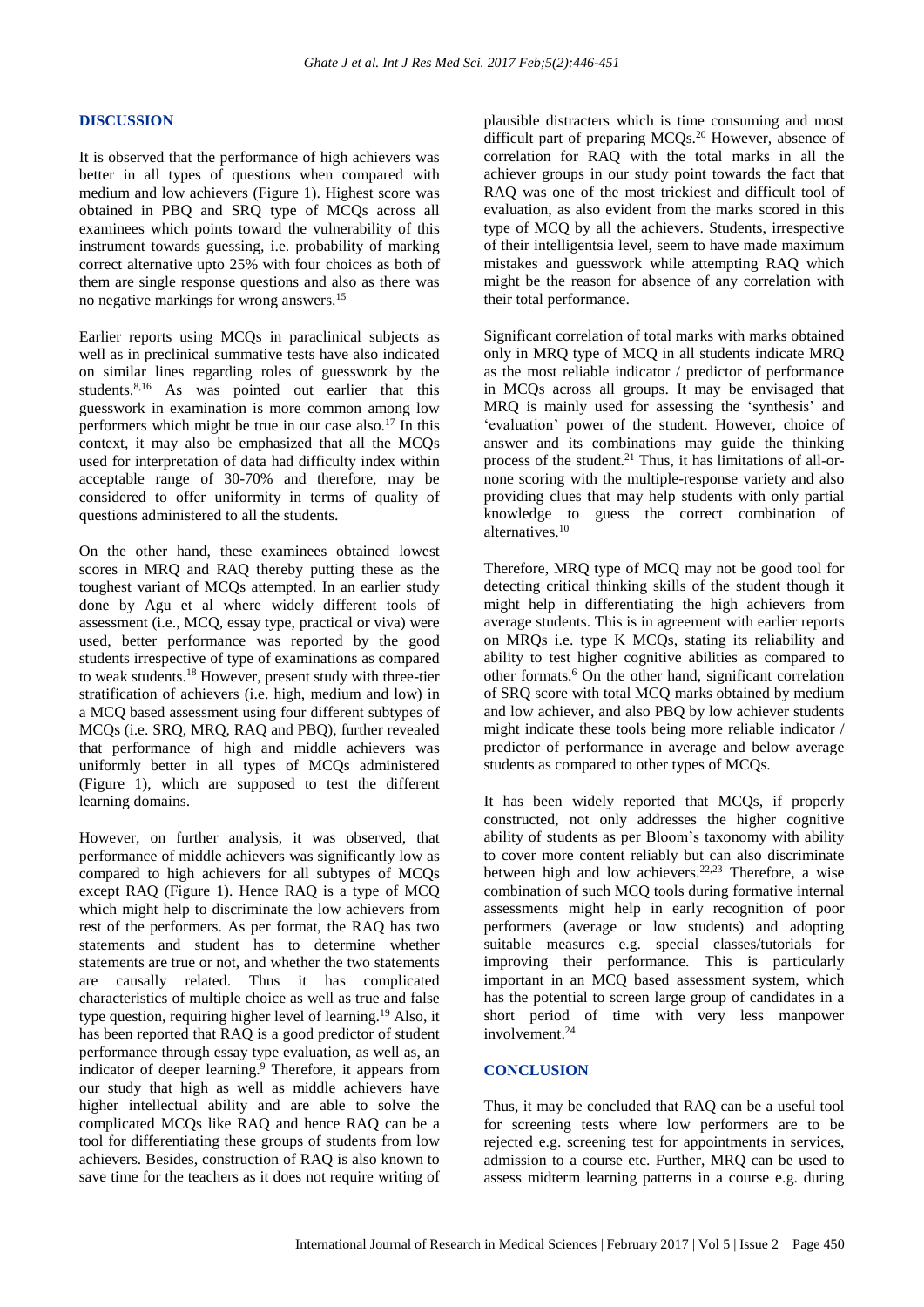## DISCUSSION

It is observed that the performance of high achievers was better in all types of questions when compared with medium and low achievers (Figure 1). Highest score was obtained in PBQ and SRQ type of MCQs across all examinees which points toward the vulnerability of this instrument towards guessing, i.e. probability of marking correct alternative upto 25% with four choices as both of them are single response questions and also as there was no negative markings for wrong answers.[15]

Earlier reports using MCQs in paraclinical subjects as well as in preclinical summative tests have also indicated on similar lines regarding roles of guesswork by the students.[8,16] As was pointed out earlier that this guesswork in examination is more common among low performers which might be true in our case also.[17] In this context, it may also be emphasized that all the MCQs used for interpretation of data had difficulty index within acceptable range of 30-70% and therefore, may be considered to offer uniformity in terms of quality of questions administered to all the students.

On the other hand, these examinees obtained lowest scores in MRQ and RAQ thereby putting these as the toughest variant of MCQs attempted. In an earlier study done by Agu et al where widely different tools of assessment (i.e., MCQ, essay type, practical or viva) were used, better performance was reported by the good students irrespective of type of examinations as compared to weak students.[18] However, present study with three-tier stratification of achievers (i.e. high, medium and low) in a MCQ based assessment using four different subtypes of MCQs (i.e. SRQ, MRQ, RAQ and PBQ), further revealed that performance of high and middle achievers was uniformly better in all types of MCQs administered (Figure 1), which are supposed to test the different learning domains.

However, on further analysis, it was observed, that performance of middle achievers was significantly low as compared to high achievers for all subtypes of MCQs except RAQ (Figure 1). Hence RAQ is a type of MCQ which might help to discriminate the low achievers from rest of the performers. As per format, the RAQ has two statements and student has to determine whether statements are true or not, and whether the two statements are causally related. Thus it has complicated characteristics of multiple choice as well as true and false type question, requiring higher level of learning.[19] Also, it has been reported that RAQ is a good predictor of student performance through essay type evaluation, as well as, an indicator of deeper learning.[9] Therefore, it appears from our study that high as well as middle achievers have higher intellectual ability and are able to solve the complicated MCQs like RAQ and hence RAQ can be a tool for differentiating these groups of students from low achievers. Besides, construction of RAQ is also known to save time for the teachers as it does not require writing of plausible distracters which is time consuming and most difficult part of preparing MCQs.[20] However, absence of correlation for RAQ with the total marks in all the achiever groups in our study point towards the fact that RAQ was one of the most trickiest and difficult tool of evaluation, as also evident from the marks scored in this type of MCQ by all the achievers. Students, irrespective of their intelligentsia level, seem to have made maximum mistakes and guesswork while attempting RAQ which might be the reason for absence of any correlation with their total performance.

Significant correlation of total marks with marks obtained only in MRQ type of MCQ in all students indicate MRQ as the most reliable indicator / predictor of performance in MCQs across all groups. It may be envisaged that MRQ is mainly used for assessing the 'synthesis' and 'evaluation' power of the student. However, choice of answer and its combinations may guide the thinking process of the student.[21] Thus, it has limitations of all-or-none scoring with the multiple-response variety and also providing clues that may help students with only partial knowledge to guess the correct combination of alternatives.[10]

Therefore, MRQ type of MCQ may not be good tool for detecting critical thinking skills of the student though it might help in differentiating the high achievers from average students. This is in agreement with earlier reports on MRQs i.e. type K MCQs, stating its reliability and ability to test higher cognitive abilities as compared to other formats.[6] On the other hand, significant correlation of SRQ score with total MCQ marks obtained by medium and low achiever, and also PBQ by low achiever students might indicate these tools being more reliable indicator / predictor of performance in average and below average students as compared to other types of MCQs.

It has been widely reported that MCQs, if properly constructed, not only addresses the higher cognitive ability of students as per Bloom's taxonomy with ability to cover more content reliably but can also discriminate between high and low achievers.[22,23] Therefore, a wise combination of such MCQ tools during formative internal assessments might help in early recognition of poor performers (average or low students) and adopting suitable measures e.g. special classes/tutorials for improving their performance. This is particularly important in an MCQ based assessment system, which has the potential to screen large group of candidates in a short period of time with very less manpower involvement.[24]

## CONCLUSION

Thus, it may be concluded that RAQ can be a useful tool for screening tests where low performers are to be rejected e.g. screening test for appointments in services, admission to a course etc. Further, MRQ can be used to assess midterm learning patterns in a course e.g. during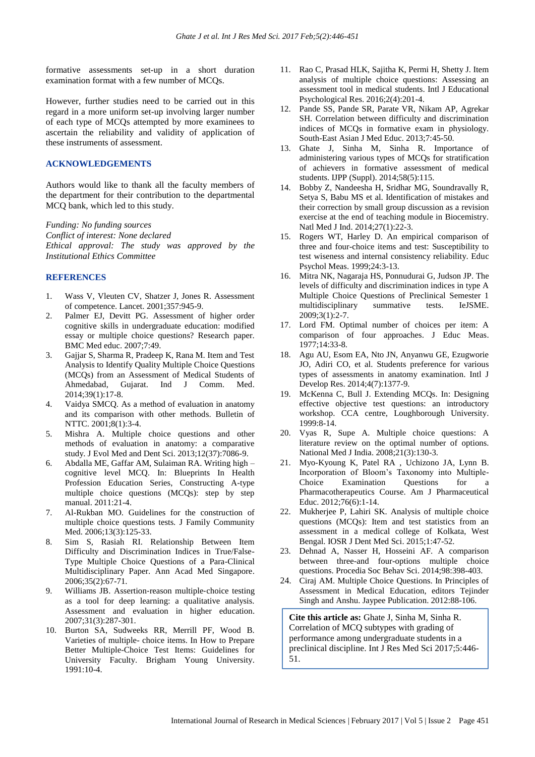formative assessments set-up in a short duration examination format with a few number of MCQs.

However, further studies need to be carried out in this regard in a more uniform set-up involving larger number of each type of MCQs attempted by more examinees to ascertain the reliability and validity of application of these instruments of assessment.

## ACKNOWLEDGEMENTS

Authors would like to thank all the faculty members of the department for their contribution to the departmental MCQ bank, which led to this study.

*Funding: No funding sources*
*Conflict of interest: None declared*
*Ethical approval: The study was approved by the Institutional Ethics Committee*

## REFERENCES

1. Wass V, Vleuten CV, Shatzer J, Jones R. Assessment of competence. Lancet. 2001;357:945-9.
2. Palmer EJ, Devitt PG. Assessment of higher order cognitive skills in undergraduate education: modified essay or multiple choice questions? Research paper. BMC Med educ. 2007;7:49.
3. Gajjar S, Sharma R, Pradeep K, Rana M. Item and Test Analysis to Identify Quality Multiple Choice Questions (MCQs) from an Assessment of Medical Students of Ahmedabad, Gujarat. Ind J Comm. Med. 2014;39(1):17-8.
4. Vaidya SMCQ. As a method of evaluation in anatomy and its comparison with other methods. Bulletin of NTTC. 2001;8(1):3-4.
5. Mishra A. Multiple choice questions and other methods of evaluation in anatomy: a comparative study. J Evol Med and Dent Sci. 2013;12(37):7086-9.
6. Abdalla ME, Gaffar AM, Sulaiman RA. Writing high – cognitive level MCQ. In: Blueprints In Health Profession Education Series, Constructing A-type multiple choice questions (MCQs): step by step manual. 2011:21-4.
7. Al-Rukban MO. Guidelines for the construction of multiple choice questions tests. J Family Community Med. 2006;13(3):125-33.
8. Sim S, Rasiah RI. Relationship Between Item Difficulty and Discrimination Indices in True/False-Type Multiple Choice Questions of a Para-Clinical Multidisciplinary Paper. Ann Acad Med Singapore. 2006;35(2):67-71.
9. Williams JB. Assertion-reason multiple-choice testing as a tool for deep learning: a qualitative analysis. Assessment and evaluation in higher education. 2007;31(3):287-301.
10. Burton SA, Sudweeks RR, Merrill PF, Wood B. Varieties of multiple- choice items. In How to Prepare Better Multiple-Choice Test Items: Guidelines for University Faculty. Brigham Young University. 1991:10-4.
11. Rao C, Prasad HLK, Sajitha K, Permi H, Shetty J. Item analysis of multiple choice questions: Assessing an assessment tool in medical students. Intl J Educational Psychological Res. 2016;2(4):201-4.
12. Pande SS, Pande SR, Parate VR, Nikam AP, Agrekar SH. Correlation between difficulty and discrimination indices of MCQs in formative exam in physiology. South-East Asian J Med Educ. 2013;7:45-50.
13. Ghate J, Sinha M, Sinha R. Importance of administering various types of MCQs for stratification of achievers in formative assessment of medical students. IJPP (Suppl). 2014;58(5):115.
14. Bobby Z, Nandeesha H, Sridhar MG, Soundravally R, Setya S, Babu MS et al. Identification of mistakes and their correction by small group discussion as a revision exercise at the end of teaching module in Biocemistry. Natl Med J Ind. 2014;27(1):22-3.
15. Rogers WT, Harley D. An empirical comparison of three and four-choice items and test: Susceptibility to test wiseness and internal consistency reliability. Educ Psychol Meas. 1999;24:3-13.
16. Mitra NK, Nagaraja HS, Ponnudurai G, Judson JP. The levels of difficulty and discrimination indices in type A Multiple Choice Questions of Preclinical Semester 1 multidisciplinary summative tests. IeJSME. 2009;3(1):2-7.
17. Lord FM. Optimal number of choices per item: A comparison of four approaches. J Educ Meas. 1977;14:33-8.
18. Agu AU, Esom EA, Nto JN, Anyanwu GE, Ezugworie JO, Adiri CO, et al. Students preference for various types of assessments in anatomy examination. Intl J Develop Res. 2014;4(7):1377-9.
19. McKenna C, Bull J. Extending MCQs. In: Designing effective objective test questions: an introductory workshop. CCA centre, Loughborough University. 1999:8-14.
20. Vyas R, Supe A. Multiple choice questions: A literature review on the optimal number of options. National Med J India. 2008;21(3):130-3.
21. Myo-Kyoung K, Patel RA , Uchizono JA, Lynn B. Incorporation of Bloom's Taxonomy into Multiple-Choice Examination Questions for a Pharmacotherapeutics Course. Am J Pharmaceutical Educ. 2012;76(6):1-14.
22. Mukherjee P, Lahiri SK. Analysis of multiple choice questions (MCQs): Item and test statistics from an assessment in a medical college of Kolkata, West Bengal. IOSR J Dent Med Sci. 2015;1:47-52.
23. Dehnad A, Nasser H, Hosseini AF. A comparison between three-and four-options multiple choice questions. Procedia Soc Behav Sci. 2014;98:398-403.
24. Ciraj AM. Multiple Choice Questions. In Principles of Assessment in Medical Education, editors Tejinder Singh and Anshu. Jaypee Publication. 2012:88-106.

**Cite this article as:** Ghate J, Sinha M, Sinha R. Correlation of MCQ subtypes with grading of performance among undergraduate students in a preclinical discipline. Int J Res Med Sci 2017;5:446-51.